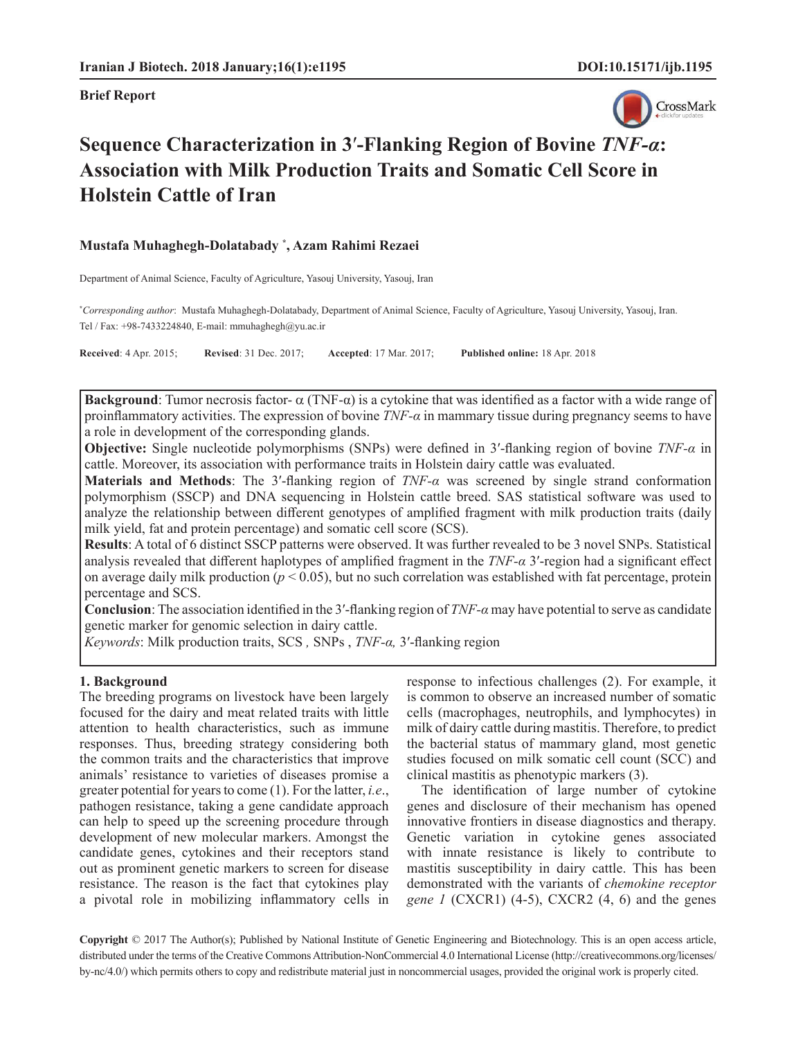**Brief Report**

# Sequence Characterization in 3′-Flanking Region of Bovine *TNF-α*: Association with Milk Production Traits and Somatic Cell Score in Holstein Cattle of Iran

**Mustafa Muhaghegh-Dolatabady [*], Azam Rahimi Rezaei**

Department of Animal Science, Faculty of Agriculture, Yasouj University, Yasouj, Iran

[*]*Corresponding author*: Mustafa Muhaghegh-Dolatabady, Department of Animal Science, Faculty of Agriculture, Yasouj University, Yasouj, Iran. Tel / Fax: +98-7433224840, E-mail: mmuhaghegh@yu.ac.ir

**Received**: 4 Apr. 2015; **Revised**: 31 Dec. 2017; **Accepted**: 17 Mar. 2017; **Published online:** 18 Apr. 2018

**Background**: Tumor necrosis factor- α (TNF-α) is a cytokine that was identified as a factor with a wide range of proinflammatory activities. The expression of bovine *TNF-α* in mammary tissue during pregnancy seems to have a role in development of the corresponding glands.

**Objective:** Single nucleotide polymorphisms (SNPs) were defined in 3′-flanking region of bovine *TNF-α* in cattle. Moreover, its association with performance traits in Holstein dairy cattle was evaluated.

**Materials and Methods**: The 3′-flanking region of *TNF-α* was screened by single strand conformation polymorphism (SSCP) and DNA sequencing in Holstein cattle breed. SAS statistical software was used to analyze the relationship between different genotypes of amplified fragment with milk production traits (daily milk yield, fat and protein percentage) and somatic cell score (SCS).

**Results**: A total of 6 distinct SSCP patterns were observed. It was further revealed to be 3 novel SNPs. Statistical analysis revealed that different haplotypes of amplified fragment in the *TNF-α* 3′-region had a significant effect on average daily milk production ($p < 0.05$), but no such correlation was established with fat percentage, protein percentage and SCS.

**Conclusion**: The association identified in the 3′-flanking region of *TNF-α* may have potential to serve as candidate genetic marker for genomic selection in dairy cattle.

*Keywords*: Milk production traits, SCS , SNPs , *TNF-α,* 3′-flanking region

## 1. Background

The breeding programs on livestock have been largely focused for the dairy and meat related traits with little attention to health characteristics, such as immune responses. Thus, breeding strategy considering both the common traits and the characteristics that improve animals' resistance to varieties of diseases promise a greater potential for years to come (1). For the latter, *i.e*., pathogen resistance, taking a gene candidate approach can help to speed up the screening procedure through development of new molecular markers. Amongst the candidate genes, cytokines and their receptors stand out as prominent genetic markers to screen for disease resistance. The reason is the fact that cytokines play a pivotal role in mobilizing inflammatory cells in response to infectious challenges (2). For example, it is common to observe an increased number of somatic cells (macrophages, neutrophils, and lymphocytes) in milk of dairy cattle during mastitis. Therefore, to predict the bacterial status of mammary gland, most genetic studies focused on milk somatic cell count (SCC) and clinical mastitis as phenotypic markers (3).

The identification of large number of cytokine genes and disclosure of their mechanism has opened innovative frontiers in disease diagnostics and therapy. Genetic variation in cytokine genes associated with innate resistance is likely to contribute to mastitis susceptibility in dairy cattle. This has been demonstrated with the variants of *chemokine receptor gene 1* (CXCR1) (4-5), CXCR2 (4, 6) and the genes

**Copyright** © 2017 The Author(s); Published by National Institute of Genetic Engineering and Biotechnology. This is an open access article, distributed under the terms of the Creative Commons Attribution-NonCommercial 4.0 International License (http://creativecommons.org/licenses/by-nc/4.0/) which permits others to copy and redistribute material just in noncommercial usages, provided the original work is properly cited.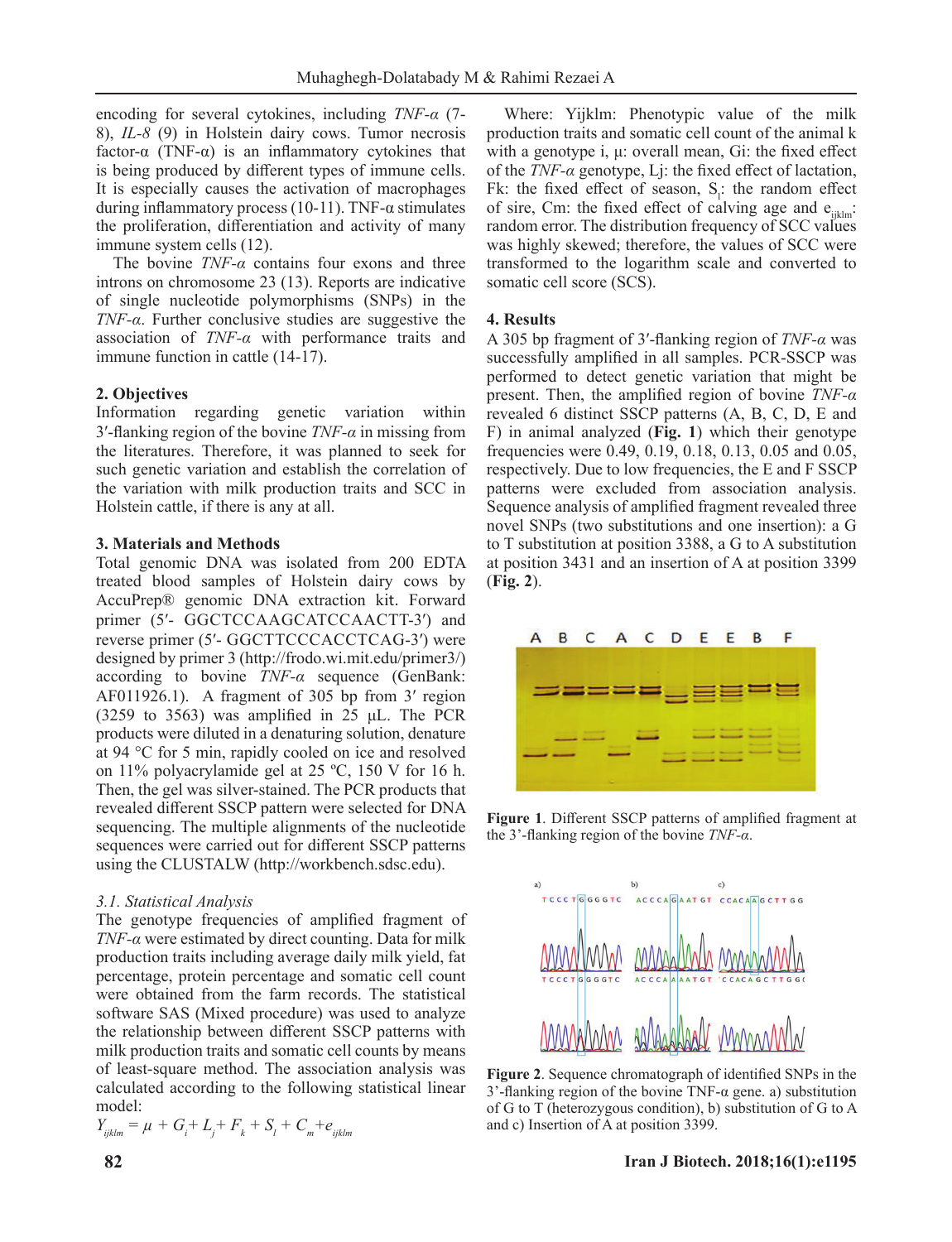encoding for several cytokines, including *TNF-α* (7-8), *IL-8* (9) in Holstein dairy cows. Tumor necrosis factor-α (TNF-α) is an inflammatory cytokines that is being produced by different types of immune cells. It is especially causes the activation of macrophages during inflammatory process (10-11). TNF-α stimulates the proliferation, differentiation and activity of many immune system cells (12).

The bovine *TNF-α* contains four exons and three introns on chromosome 23 (13). Reports are indicative of single nucleotide polymorphisms (SNPs) in the *TNF-α*. Further conclusive studies are suggestive the association of *TNF-α* with performance traits and immune function in cattle (14-17).

## 2. Objectives

Information regarding genetic variation within 3′-flanking region of the bovine *TNF-α* in missing from the literatures. Therefore, it was planned to seek for such genetic variation and establish the correlation of the variation with milk production traits and SCC in Holstein cattle, if there is any at all.

## 3. Materials and Methods

Total genomic DNA was isolated from 200 EDTA treated blood samples of Holstein dairy cows by AccuPrep® genomic DNA extraction kit. Forward primer (5′- GGCTCCAAGCATCCAACTT-3′) and reverse primer (5′- GGCTTCCCACCTCAG-3′) were designed by primer 3 (http://frodo.wi.mit.edu/primer3/) according to bovine *TNF-α* sequence (GenBank: AF011926.1). A fragment of 305 bp from 3′ region (3259 to 3563) was amplified in 25 µL. The PCR products were diluted in a denaturing solution, denature at 94 °C for 5 min, rapidly cooled on ice and resolved on 11% polyacrylamide gel at 25 ºC, 150 V for 16 h. Then, the gel was silver-stained. The PCR products that revealed different SSCP pattern were selected for DNA sequencing. The multiple alignments of the nucleotide sequences were carried out for different SSCP patterns using the CLUSTALW (http://workbench.sdsc.edu).

### 3.1. Statistical Analysis

The genotype frequencies of amplified fragment of *TNF-α* were estimated by direct counting. Data for milk production traits including average daily milk yield, fat percentage, protein percentage and somatic cell count were obtained from the farm records. The statistical software SAS (Mixed procedure) was used to analyze the relationship between different SSCP patterns with milk production traits and somatic cell counts by means of least-square method. The association analysis was calculated according to the following statistical linear model:

$$Y_{ijklm} = \mu + G_i + L_j + F_k + S_l + C_m + e_{ijklm}$$

Where: Yijklm: Phenotypic value of the milk production traits and somatic cell count of the animal k with a genotype i, µ: overall mean, Gi: the fixed effect of the *TNF-α* genotype, Lj: the fixed effect of lactation, Fk: the fixed effect of season, $S_l$: the random effect of sire, Cm: the fixed effect of calving age and $e_{ijklm}$: random error. The distribution frequency of SCC values was highly skewed; therefore, the values of SCC were transformed to the logarithm scale and converted to somatic cell score (SCS).

## 4. Results

A 305 bp fragment of 3′-flanking region of *TNF-α* was successfully amplified in all samples. PCR-SSCP was performed to detect genetic variation that might be present. Then, the amplified region of bovine *TNF-α* revealed 6 distinct SSCP patterns (A, B, C, D, E and F) in animal analyzed (**Fig. 1**) which their genotype frequencies were 0.49, 0.19, 0.18, 0.13, 0.05 and 0.05, respectively. Due to low frequencies, the E and F SSCP patterns were excluded from association analysis. Sequence analysis of amplified fragment revealed three novel SNPs (two substitutions and one insertion): a G to T substitution at position 3388, a G to A substitution at position 3431 and an insertion of A at position 3399 (**Fig. 2**).

**Figure 1**. Different SSCP patterns of amplified fragment at the 3'-flanking region of the bovine *TNF-α*.

**Figure 2**. Sequence chromatograph of identified SNPs in the 3'-flanking region of the bovine TNF-α gene. a) substitution of G to T (heterozygous condition), b) substitution of G to A and c) Insertion of A at position 3399.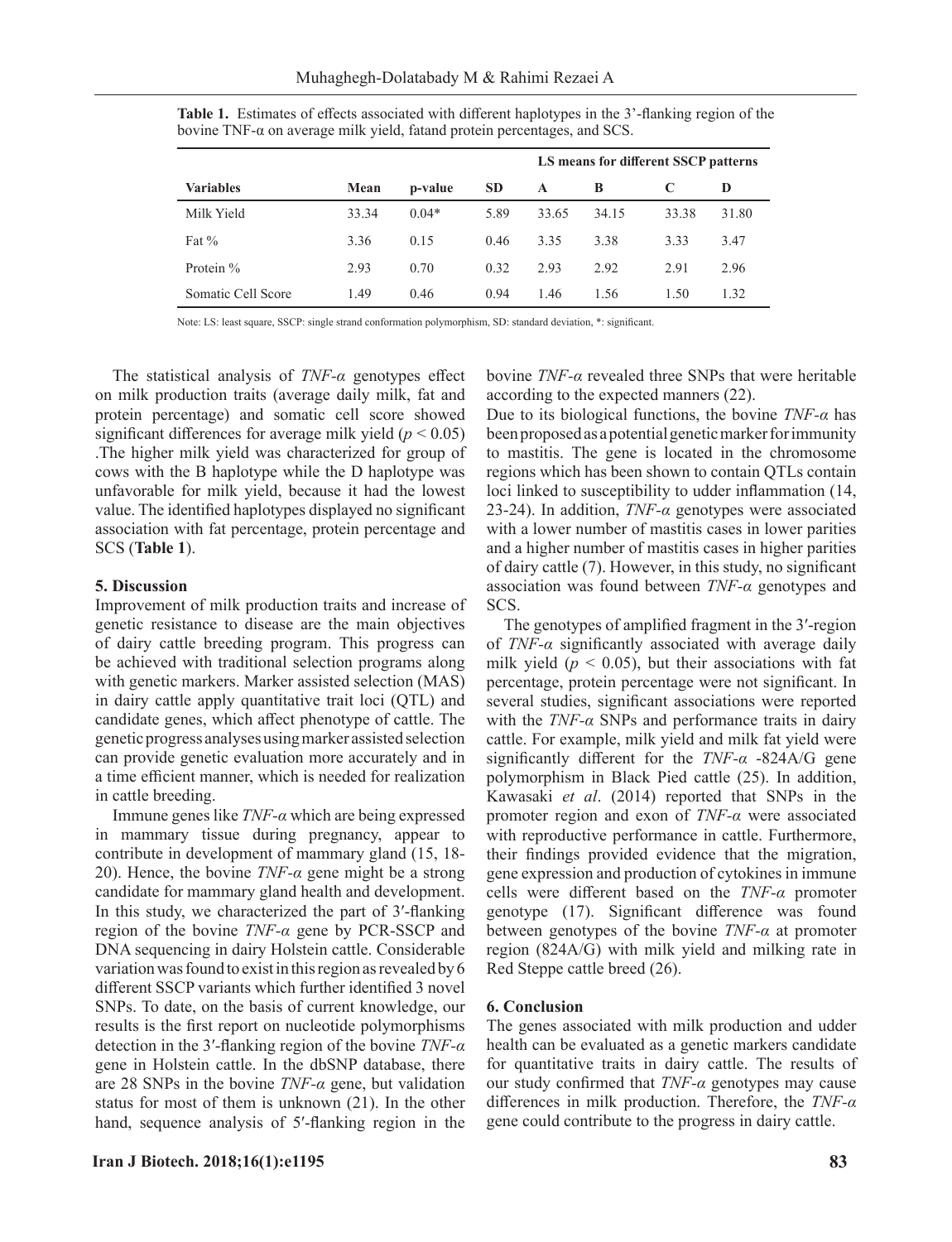**Table 1.** Estimates of effects associated with different haplotypes in the 3'-flanking region of the bovine TNF-α on average milk yield, fatand protein percentages, and SCS.

| | | | | LS means for different SSCP patterns | | | |
|---|---|---|---|---|---|---|---|
| **Variables** | **Mean** | **p-value** | **SD** | **A** | **B** | **C** | **D** |
| Milk Yield | 33.34 | 0.04* | 5.89 | 33.65 | 34.15 | 33.38 | 31.80 |
| Fat % | 3.36 | 0.15 | 0.46 | 3.35 | 3.38 | 3.33 | 3.47 |
| Protein % | 2.93 | 0.70 | 0.32 | 2.93 | 2.92 | 2.91 | 2.96 |
| Somatic Cell Score | 1.49 | 0.46 | 0.94 | 1.46 | 1.56 | 1.50 | 1.32 |

Note: LS: least square, SSCP: single strand conformation polymorphism, SD: standard deviation, *: significant.

The statistical analysis of *TNF-α* genotypes effect on milk production traits (average daily milk, fat and protein percentage) and somatic cell score showed significant differences for average milk yield ($p < 0.05$) .The higher milk yield was characterized for group of cows with the B haplotype while the D haplotype was unfavorable for milk yield, because it had the lowest value. The identified haplotypes displayed no significant association with fat percentage, protein percentage and SCS (**Table 1**).

## 5. Discussion

Improvement of milk production traits and increase of genetic resistance to disease are the main objectives of dairy cattle breeding program. This progress can be achieved with traditional selection programs along with genetic markers. Marker assisted selection (MAS) in dairy cattle apply quantitative trait loci (QTL) and candidate genes, which affect phenotype of cattle. The genetic progress analyses using marker assisted selection can provide genetic evaluation more accurately and in a time efficient manner, which is needed for realization in cattle breeding.

Immune genes like *TNF-α* which are being expressed in mammary tissue during pregnancy, appear to contribute in development of mammary gland (15, 18-20). Hence, the bovine *TNF-α* gene might be a strong candidate for mammary gland health and development. In this study, we characterized the part of 3′-flanking region of the bovine *TNF-α* gene by PCR-SSCP and DNA sequencing in dairy Holstein cattle. Considerable variation was found to exist in this region as revealed by 6 different SSCP variants which further identified 3 novel SNPs. To date, on the basis of current knowledge, our results is the first report on nucleotide polymorphisms detection in the 3′-flanking region of the bovine *TNF-α* gene in Holstein cattle. In the dbSNP database, there are 28 SNPs in the bovine *TNF-α* gene, but validation status for most of them is unknown (21). In the other hand, sequence analysis of 5′-flanking region in the bovine *TNF-α* revealed three SNPs that were heritable according to the expected manners (22).

Due to its biological functions, the bovine *TNF-α* has been proposed as a potential genetic marker for immunity to mastitis. The gene is located in the chromosome regions which has been shown to contain QTLs contain loci linked to susceptibility to udder inflammation (14, 23-24). In addition, *TNF-α* genotypes were associated with a lower number of mastitis cases in lower parities and a higher number of mastitis cases in higher parities of dairy cattle (7). However, in this study, no significant association was found between *TNF-α* genotypes and SCS.

The genotypes of amplified fragment in the 3′-region of *TNF-α* significantly associated with average daily milk yield ($p < 0.05$), but their associations with fat percentage, protein percentage were not significant. In several studies, significant associations were reported with the *TNF-α* SNPs and performance traits in dairy cattle. For example, milk yield and milk fat yield were significantly different for the *TNF-α* -824A/G gene polymorphism in Black Pied cattle (25). In addition, Kawasaki *et al*. (2014) reported that SNPs in the promoter region and exon of *TNF-α* were associated with reproductive performance in cattle. Furthermore, their findings provided evidence that the migration, gene expression and production of cytokines in immune cells were different based on the *TNF-α* promoter genotype (17). Significant difference was found between genotypes of the bovine *TNF-α* at promoter region (824A/G) with milk yield and milking rate in Red Steppe cattle breed (26).

## 6. Conclusion

The genes associated with milk production and udder health can be evaluated as a genetic markers candidate for quantitative traits in dairy cattle. The results of our study confirmed that *TNF-α* genotypes may cause differences in milk production. Therefore, the *TNF-α* gene could contribute to the progress in dairy cattle.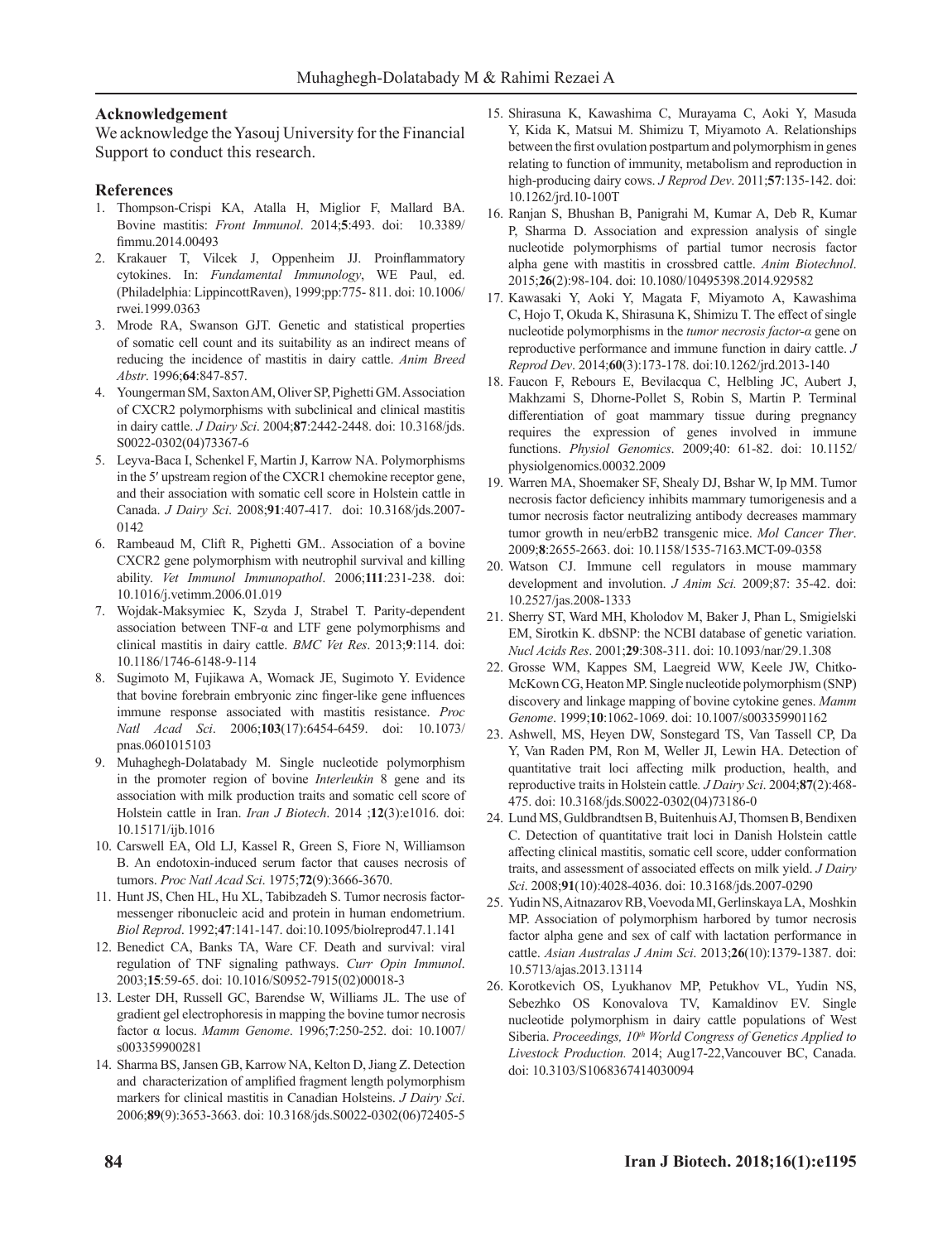## Acknowledgement

We acknowledge the Yasouj University for the Financial Support to conduct this research.

## References

1. Thompson-Crispi KA, Atalla H, Miglior F, Mallard BA. Bovine mastitis: *Front Immunol*. 2014;**5**:493. doi: 10.3389/fimmu.2014.00493
2. Krakauer T, Vilcek J, Oppenheim JJ. Proinflammatory cytokines. In: *Fundamental Immunology*, WE Paul, ed. (Philadelphia: LippincottRaven), 1999;pp:775- 811. doi: 10.1006/rwei.1999.0363
3. Mrode RA, Swanson GJT. Genetic and statistical properties of somatic cell count and its suitability as an indirect means of reducing the incidence of mastitis in dairy cattle. *Anim Breed Abstr*. 1996;**64**:847-857.
4. Youngerman SM, Saxton AM, Oliver SP, Pighetti GM. Association of CXCR2 polymorphisms with subclinical and clinical mastitis in dairy cattle. *J Dairy Sci*. 2004;**87**:2442-2448. doi: 10.3168/jds.S0022-0302(04)73367-6
5. Leyva-Baca I, Schenkel F, Martin J, Karrow NA. Polymorphisms in the 5′ upstream region of the CXCR1 chemokine receptor gene, and their association with somatic cell score in Holstein cattle in Canada. *J Dairy Sci*. 2008;**91**:407-417. doi: 10.3168/jds.2007-0142
6. Rambeaud M, Clift R, Pighetti GM.. Association of a bovine CXCR2 gene polymorphism with neutrophil survival and killing ability. *Vet Immunol Immunopathol*. 2006;**111**:231-238. doi: 10.1016/j.vetimm.2006.01.019
7. Wojdak-Maksymiec K, Szyda J, Strabel T. Parity-dependent association between TNF-α and LTF gene polymorphisms and clinical mastitis in dairy cattle. *BMC Vet Res*. 2013;**9**:114. doi: 10.1186/1746-6148-9-114
8. Sugimoto M, Fujikawa A, Womack JE, Sugimoto Y. Evidence that bovine forebrain embryonic zinc finger-like gene influences immune response associated with mastitis resistance. *Proc Natl Acad Sci*. 2006;**103**(17):6454-6459. doi: 10.1073/pnas.0601015103
9. Muhaghegh-Dolatabady M. Single nucleotide polymorphism in the promoter region of bovine *Interleukin* 8 gene and its association with milk production traits and somatic cell score of Holstein cattle in Iran. *Iran J Biotech*. 2014 ;**12**(3):e1016. doi: 10.15171/ijb.1016
10. Carswell EA, Old LJ, Kassel R, Green S, Fiore N, Williamson B. An endotoxin-induced serum factor that causes necrosis of tumors. *Proc Natl Acad Sci*. 1975;**72**(9):3666-3670.
11. Hunt JS, Chen HL, Hu XL, Tabibzadeh S. Tumor necrosis factor-messenger ribonucleic acid and protein in human endometrium. *Biol Reprod*. 1992;**47**:141-147. doi:10.1095/biolreprod47.1.141
12. Benedict CA, Banks TA, Ware CF. Death and survival: viral regulation of TNF signaling pathways. *Curr Opin Immunol*. 2003;**15**:59-65. doi: 10.1016/S0952-7915(02)00018-3
13. Lester DH, Russell GC, Barendse W, Williams JL. The use of gradient gel electrophoresis in mapping the bovine tumor necrosis factor α locus. *Mamm Genome*. 1996;**7**:250-252. doi: 10.1007/s003359900281
14. Sharma BS, Jansen GB, Karrow NA, Kelton D, Jiang Z. Detection and characterization of amplified fragment length polymorphism markers for clinical mastitis in Canadian Holsteins. *J Dairy Sci*. 2006;**89**(9):3653-3663. doi: 10.3168/jds.S0022-0302(06)72405-5
15. Shirasuna K, Kawashima C, Murayama C, Aoki Y, Masuda Y, Kida K, Matsui M. Shimizu T, Miyamoto A. Relationships between the first ovulation postpartum and polymorphism in genes relating to function of immunity, metabolism and reproduction in high-producing dairy cows. *J Reprod Dev*. 2011;**57**:135-142. doi: 10.1262/jrd.10-100T
16. Ranjan S, Bhushan B, Panigrahi M, Kumar A, Deb R, Kumar P, Sharma D. Association and expression analysis of single nucleotide polymorphisms of partial tumor necrosis factor alpha gene with mastitis in crossbred cattle. *Anim Biotechnol*. 2015;**26**(2):98-104. doi: 10.1080/10495398.2014.929582
17. Kawasaki Y, Aoki Y, Magata F, Miyamoto A, Kawashima C, Hojo T, Okuda K, Shirasuna K, Shimizu T. The effect of single nucleotide polymorphisms in the *tumor necrosis factor-α* gene on reproductive performance and immune function in dairy cattle. *J Reprod Dev*. 2014;**60**(3):173-178. doi:10.1262/jrd.2013-140
18. Faucon F, Rebours E, Bevilacqua C, Helbling JC, Aubert J, Makhzami S, Dhorne-Pollet S, Robin S, Martin P. Terminal differentiation of goat mammary tissue during pregnancy requires the expression of genes involved in immune functions. *Physiol Genomics*. 2009;40: 61-82. doi: 10.1152/physiolgenomics.00032.2009
19. Warren MA, Shoemaker SF, Shealy DJ, Bshar W, Ip MM. Tumor necrosis factor deficiency inhibits mammary tumorigenesis and a tumor necrosis factor neutralizing antibody decreases mammary tumor growth in neu/erbB2 transgenic mice. *Mol Cancer Ther*. 2009;**8**:2655-2663. doi: 10.1158/1535-7163.MCT-09-0358
20. Watson CJ. Immune cell regulators in mouse mammary development and involution. *J Anim Sci.* 2009;87: 35-42. doi: 10.2527/jas.2008-1333
21. Sherry ST, Ward MH, Kholodov M, Baker J, Phan L, Smigielski EM, Sirotkin K. dbSNP: the NCBI database of genetic variation. *Nucl Acids Res*. 2001;**29**:308-311. doi: 10.1093/nar/29.1.308
22. Grosse WM, Kappes SM, Laegreid WW, Keele JW, Chitko-McKown CG, Heaton MP. Single nucleotide polymorphism (SNP) discovery and linkage mapping of bovine cytokine genes. *Mamm Genome*. 1999;**10**:1062-1069. doi: 10.1007/s003359901162
23. Ashwell, MS, Heyen DW, Sonstegard TS, Van Tassell CP, Da Y, Van Raden PM, Ron M, Weller JI, Lewin HA. Detection of quantitative trait loci affecting milk production, health, and reproductive traits in Holstein cattle*. J Dairy Sci*. 2004;**87**(2):468-475. doi: 10.3168/jds.S0022-0302(04)73186-0
24. Lund MS, Guldbrandtsen B, Buitenhuis AJ, Thomsen B, Bendixen C. Detection of quantitative trait loci in Danish Holstein cattle affecting clinical mastitis, somatic cell score, udder conformation traits, and assessment of associated effects on milk yield. *J Dairy Sci*. 2008;**91**(10):4028-4036. doi: 10.3168/jds.2007-0290
25. Yudin NS, Aitnazarov RB, Voevoda MI, Gerlinskaya LA, Moshkin MP. Association of polymorphism harbored by tumor necrosis factor alpha gene and sex of calf with lactation performance in cattle. *Asian Australas J Anim Sci*. 2013;**26**(10):1379-1387. doi: 10.5713/ajas.2013.13114
26. Korotkevich OS, Lyukhanov MP, Petukhov VL, Yudin NS, Sebezhko OS Konovalova TV, Kamaldinov EV. Single nucleotide polymorphism in dairy cattle populations of West Siberia. *Proceedings, 10th World Congress of Genetics Applied to Livestock Production.* 2014; Aug17-22,Vancouver BC, Canada. doi: 10.3103/S1068367414030094